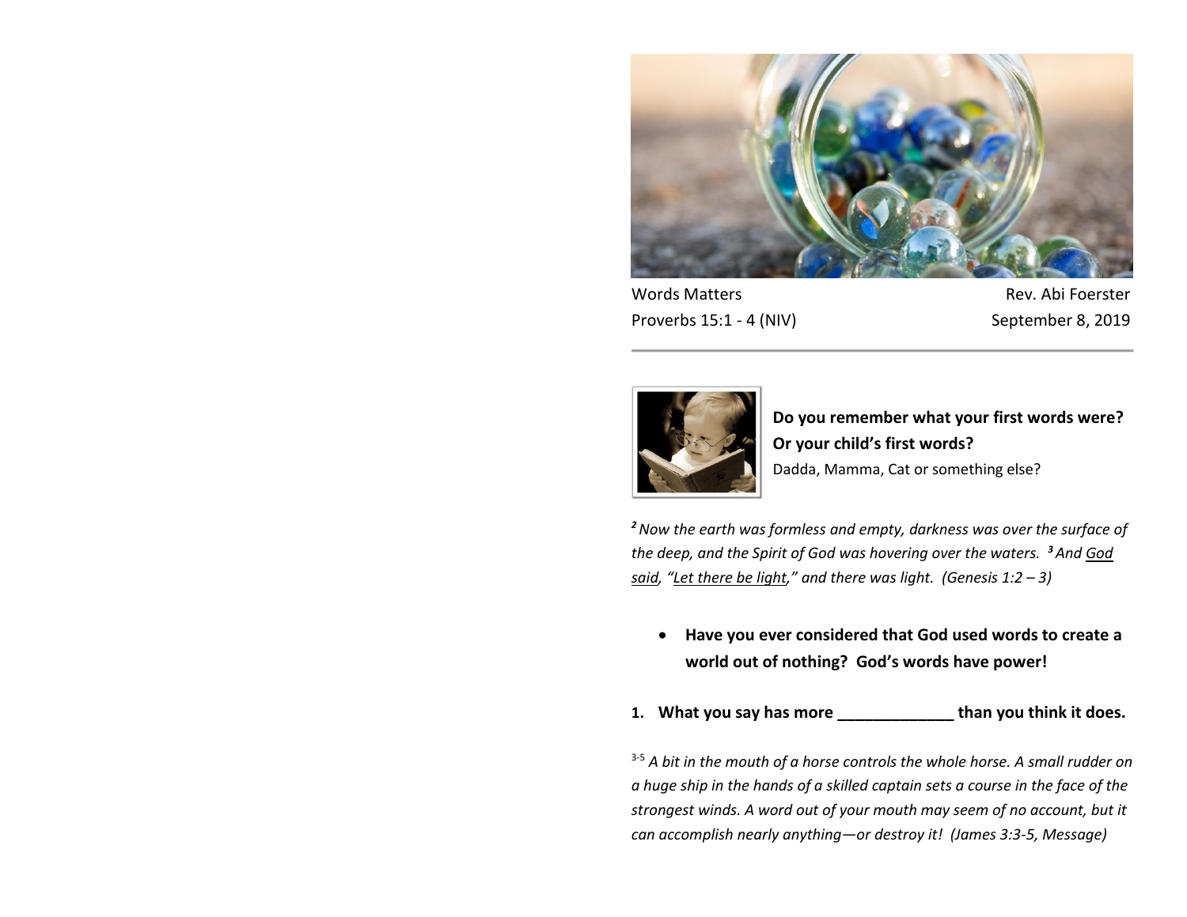Words Matters — Rev. Abi Foerster

Proverbs 15:1 - 4 (NIV) — September 8, 2019

---

**Do you remember what your first words were?**
**Or your child's first words?**
Dadda, Mamma, Cat or something else?

*[2] Now the earth was formless and empty, darkness was over the surface of the deep, and the Spirit of God was hovering over the waters. [3] And <u>God said</u>, "<u>Let there be light</u>," and there was light. (Genesis 1:2 – 3)*

- **Have you ever considered that God used words to create a world out of nothing? God's words have power!**

**1. What you say has more _____________ than you think it does.**

*[3-5] A bit in the mouth of a horse controls the whole horse. A small rudder on a huge ship in the hands of a skilled captain sets a course in the face of the strongest winds. A word out of your mouth may seem of no account, but it can accomplish nearly anything—or destroy it! (James 3:3-5, Message)*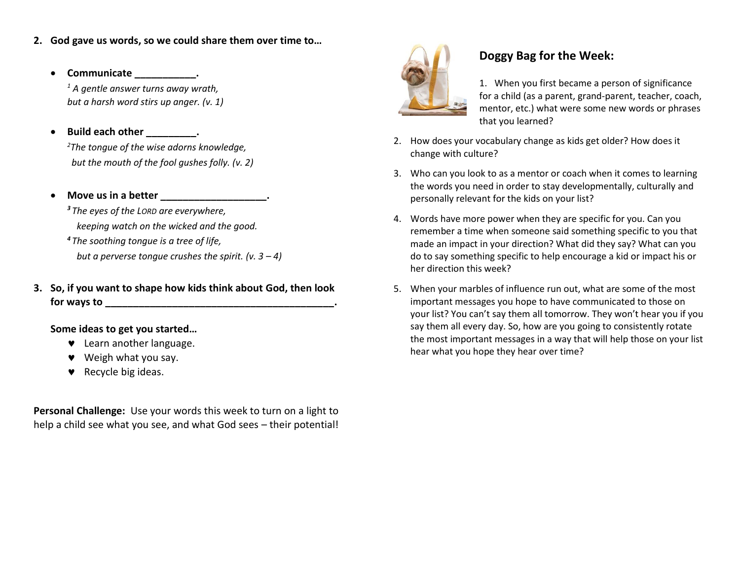2. **God gave us words, so we could share them over time to…**

   - **Communicate ___________.**
     *[1] A gentle answer turns away wrath,*
     *but a harsh word stirs up anger. (v. 1)*

   - **Build each other _________.**
     *[2]The tongue of the wise adorns knowledge,*
     *but the mouth of the fool gushes folly. (v. 2)*

   - **Move us in a better ___________________.**
     *[3] The eyes of the LORD are everywhere,*
     *keeping watch on the wicked and the good.*
     *[4] The soothing tongue is a tree of life,*
     *but a perverse tongue crushes the spirit. (v. 3 – 4)*

3. **So, if you want to shape how kids think about God, then look for ways to __________________________________________.**

   **Some ideas to get you started…**
   - ♥ Learn another language.
   - ♥ Weigh what you say.
   - ♥ Recycle big ideas.

**Personal Challenge:** Use your words this week to turn on a light to help a child see what you see, and what God sees – their potential!

## Doggy Bag for the Week:

1. When you first became a person of significance for a child (as a parent, grand-parent, teacher, coach, mentor, etc.) what were some new words or phrases that you learned?
2. How does your vocabulary change as kids get older? How does it change with culture?
3. Who can you look to as a mentor or coach when it comes to learning the words you need in order to stay developmentally, culturally and personally relevant for the kids on your list?
4. Words have more power when they are specific for you. Can you remember a time when someone said something specific to you that made an impact in your direction? What did they say? What can you do to say something specific to help encourage a kid or impact his or her direction this week?
5. When your marbles of influence run out, what are some of the most important messages you hope to have communicated to those on your list? You can't say them all tomorrow. They won't hear you if you say them all every day. So, how are you going to consistently rotate the most important messages in a way that will help those on your list hear what you hope they hear over time?